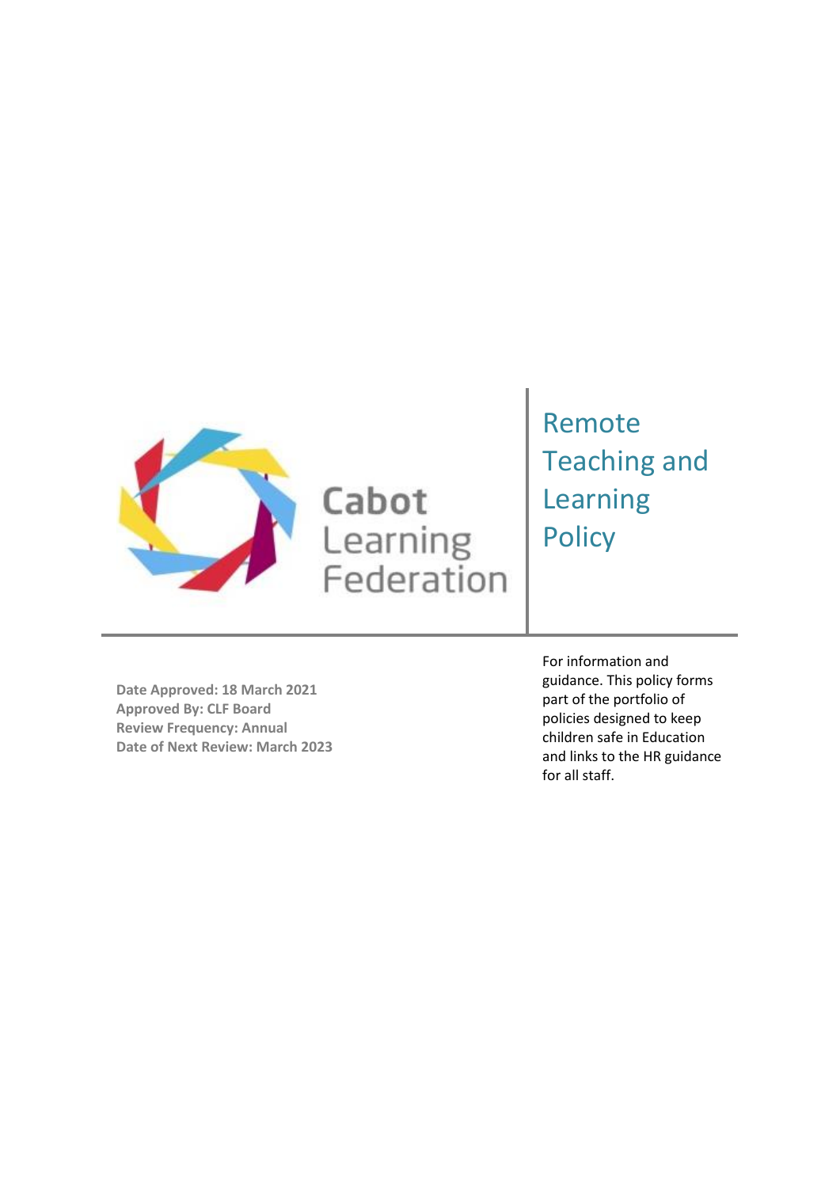Cabot Learning Federation

# Remote Teaching and Learning Policy

**Date Approved: 18 March 2021**
**Approved By: CLF Board**
**Review Frequency: Annual**
**Date of Next Review: March 2023**

For information and guidance. This policy forms part of the portfolio of policies designed to keep children safe in Education and links to the HR guidance for all staff.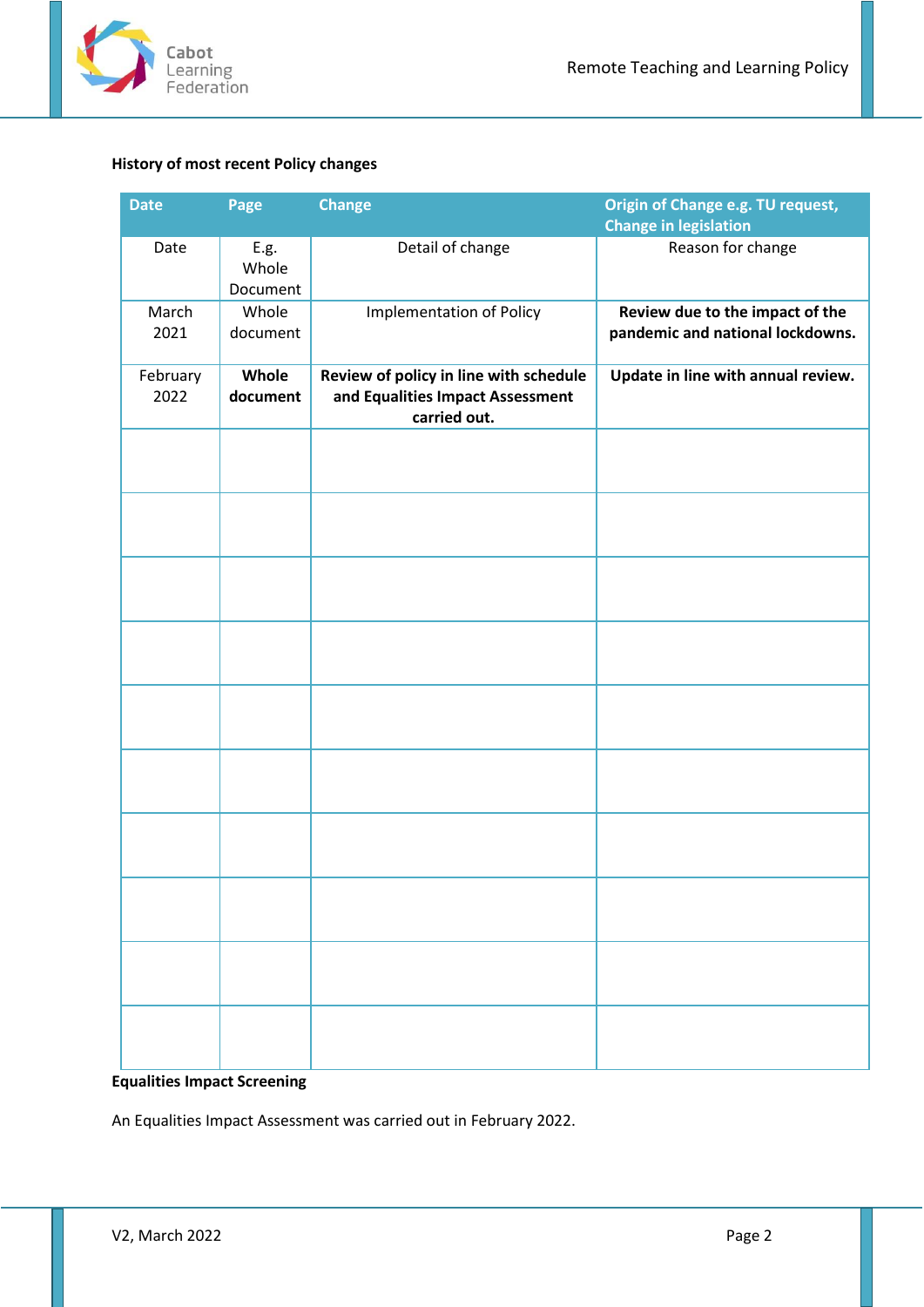**History of most recent Policy changes**

| Date | Page | Change | Origin of Change e.g. TU request, Change in legislation |
|---|---|---|---|
| Date | E.g. Whole Document | Detail of change | Reason for change |
| March 2021 | Whole document | Implementation of Policy | **Review due to the impact of the pandemic and national lockdowns.** |
| February 2022 | **Whole document** | **Review of policy in line with schedule and Equalities Impact Assessment carried out.** | **Update in line with annual review.** |
| | | | |
| | | | |
| | | | |
| | | | |
| | | | |
| | | | |
| | | | |
| | | | |
| | | | |
| | | | |

**Equalities Impact Screening**

An Equalities Impact Assessment was carried out in February 2022.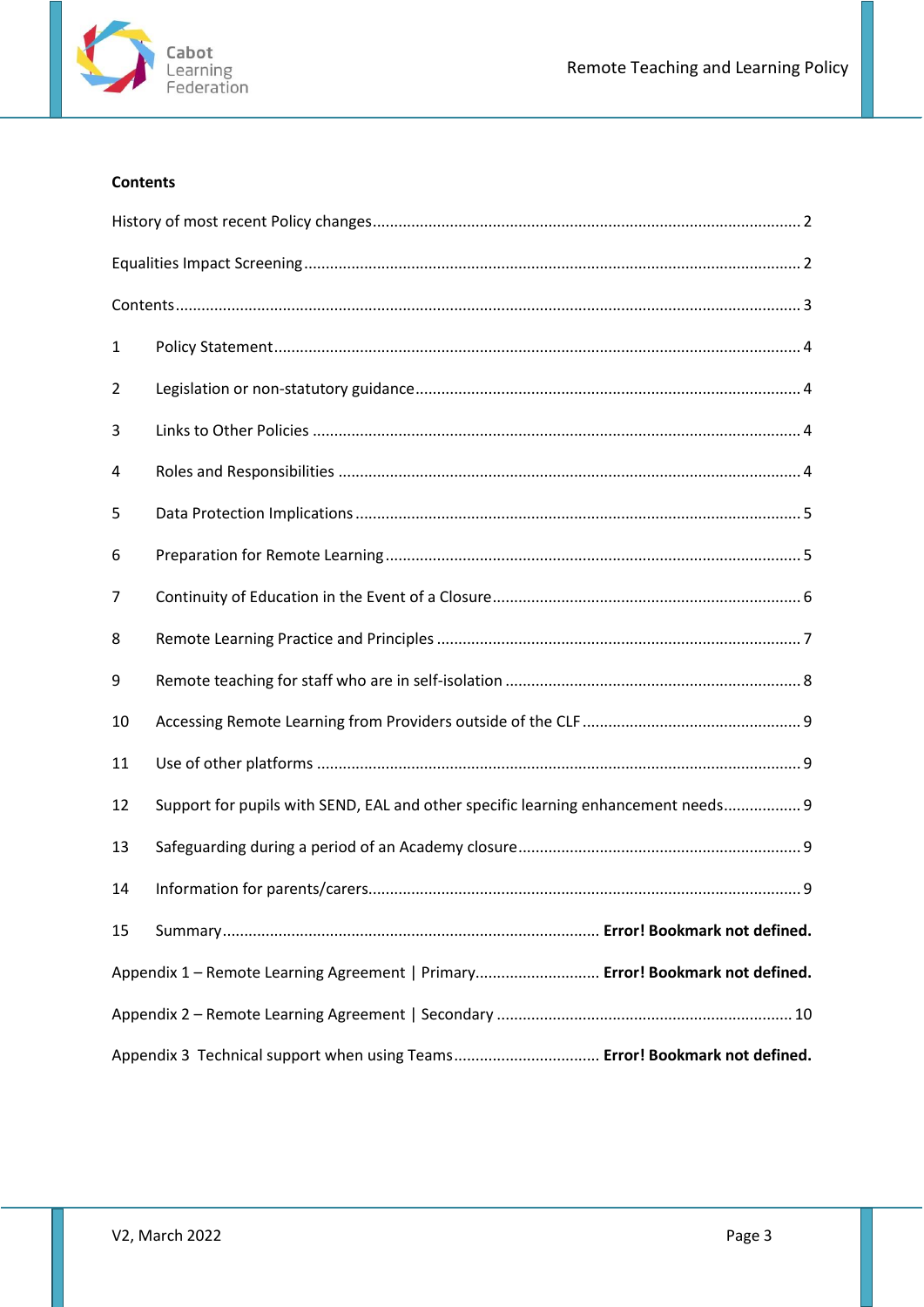**Contents**

History of most recent Policy changes .......... 2

Equalities Impact Screening .......... 2

Contents .......... 3

1 Policy Statement .......... 4

2 Legislation or non-statutory guidance .......... 4

3 Links to Other Policies .......... 4

4 Roles and Responsibilities .......... 4

5 Data Protection Implications .......... 5

6 Preparation for Remote Learning .......... 5

7 Continuity of Education in the Event of a Closure .......... 6

8 Remote Learning Practice and Principles .......... 7

9 Remote teaching for staff who are in self-isolation .......... 8

10 Accessing Remote Learning from Providers outside of the CLF .......... 9

11 Use of other platforms .......... 9

12 Support for pupils with SEND, EAL and other specific learning enhancement needs .......... 9

13 Safeguarding during a period of an Academy closure .......... 9

14 Information for parents/carers .......... 9

15 Summary .......... **Error! Bookmark not defined.**

Appendix 1 – Remote Learning Agreement | Primary .......... **Error! Bookmark not defined.**

Appendix 2 – Remote Learning Agreement | Secondary .......... 10

Appendix 3 Technical support when using Teams .......... **Error! Bookmark not defined.**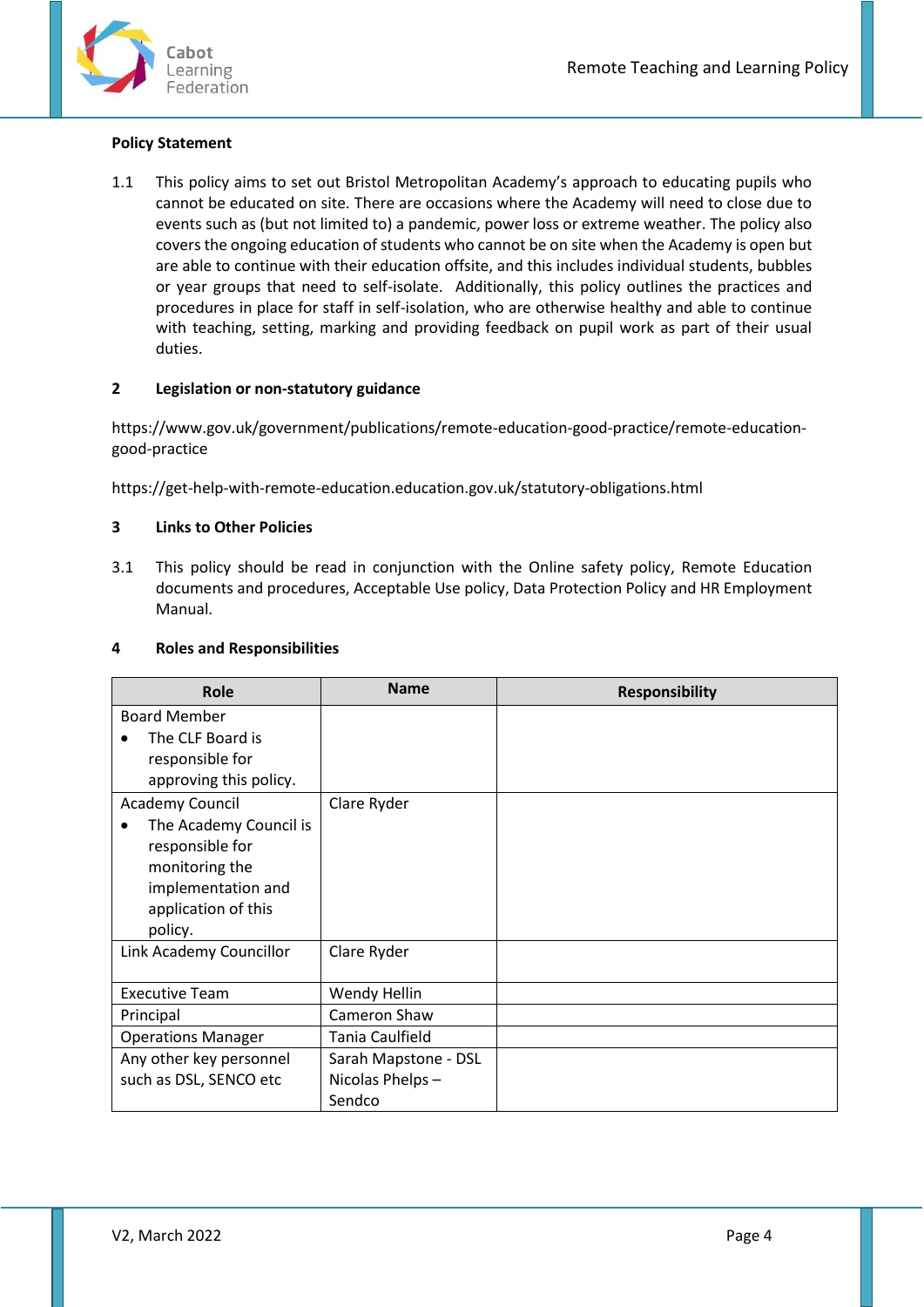**Policy Statement**

1.1 This policy aims to set out Bristol Metropolitan Academy's approach to educating pupils who cannot be educated on site. There are occasions where the Academy will need to close due to events such as (but not limited to) a pandemic, power loss or extreme weather. The policy also covers the ongoing education of students who cannot be on site when the Academy is open but are able to continue with their education offsite, and this includes individual students, bubbles or year groups that need to self-isolate. Additionally, this policy outlines the practices and procedures in place for staff in self-isolation, who are otherwise healthy and able to continue with teaching, setting, marking and providing feedback on pupil work as part of their usual duties.

## 2 Legislation or non-statutory guidance

https://www.gov.uk/government/publications/remote-education-good-practice/remote-education-good-practice

https://get-help-with-remote-education.education.gov.uk/statutory-obligations.html

## 3 Links to Other Policies

3.1 This policy should be read in conjunction with the Online safety policy, Remote Education documents and procedures, Acceptable Use policy, Data Protection Policy and HR Employment Manual.

## 4 Roles and Responsibilities

| Role | Name | Responsibility |
|---|---|---|
| Board Member<br>• The CLF Board is responsible for approving this policy. | | |
| Academy Council<br>• The Academy Council is responsible for monitoring the implementation and application of this policy. | Clare Ryder | |
| Link Academy Councillor | Clare Ryder | |
| Executive Team | Wendy Hellin | |
| Principal | Cameron Shaw | |
| Operations Manager | Tania Caulfield | |
| Any other key personnel such as DSL, SENCO etc | Sarah Mapstone - DSL<br>Nicolas Phelps – Sendco | |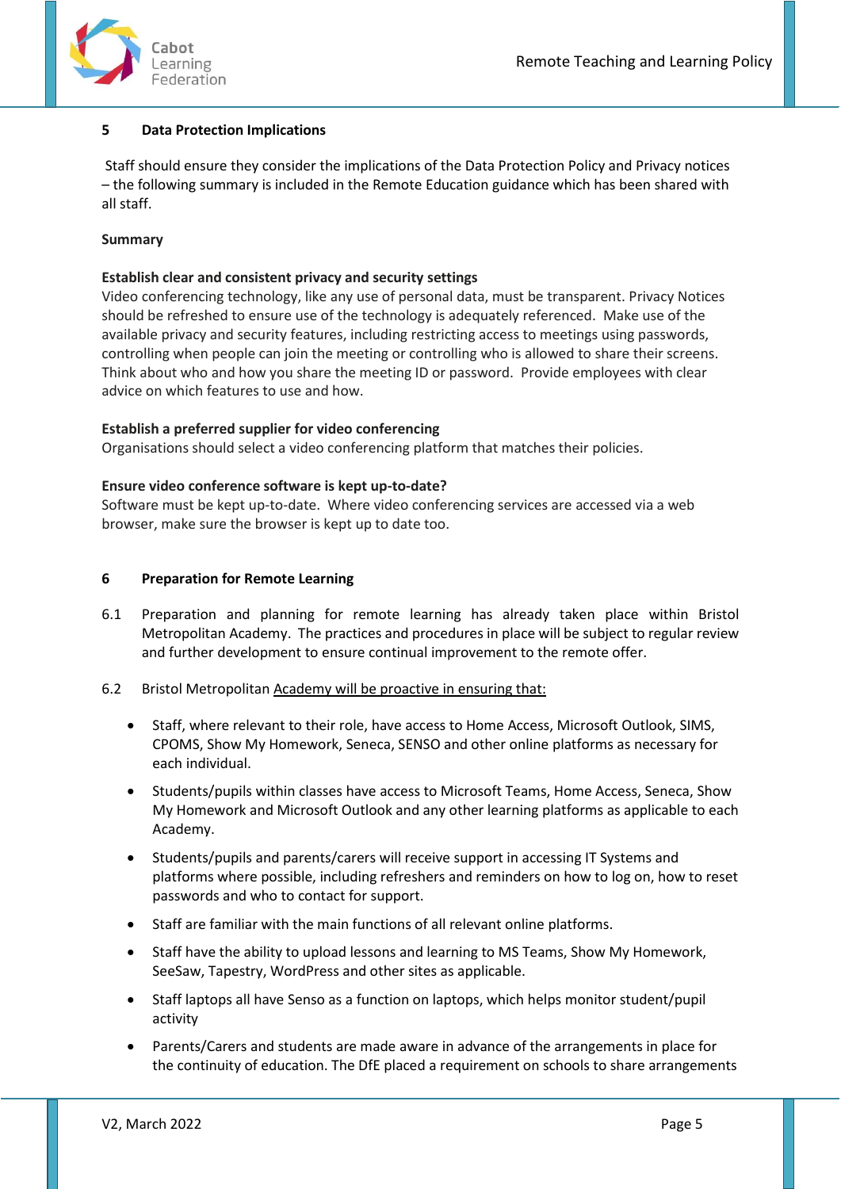## 5 Data Protection Implications

Staff should ensure they consider the implications of the Data Protection Policy and Privacy notices – the following summary is included in the Remote Education guidance which has been shared with all staff.

**Summary**

**Establish clear and consistent privacy and security settings**
Video conferencing technology, like any use of personal data, must be transparent. Privacy Notices should be refreshed to ensure use of the technology is adequately referenced. Make use of the available privacy and security features, including restricting access to meetings using passwords, controlling when people can join the meeting or controlling who is allowed to share their screens. Think about who and how you share the meeting ID or password. Provide employees with clear advice on which features to use and how.

**Establish a preferred supplier for video conferencing**
Organisations should select a video conferencing platform that matches their policies.

**Ensure video conference software is kept up-to-date?**
Software must be kept up-to-date. Where video conferencing services are accessed via a web browser, make sure the browser is kept up to date too.

## 6 Preparation for Remote Learning

6.1 Preparation and planning for remote learning has already taken place within Bristol Metropolitan Academy. The practices and procedures in place will be subject to regular review and further development to ensure continual improvement to the remote offer.

6.2 Bristol Metropolitan Academy will be proactive in ensuring that:

- Staff, where relevant to their role, have access to Home Access, Microsoft Outlook, SIMS, CPOMS, Show My Homework, Seneca, SENSO and other online platforms as necessary for each individual.
- Students/pupils within classes have access to Microsoft Teams, Home Access, Seneca, Show My Homework and Microsoft Outlook and any other learning platforms as applicable to each Academy.
- Students/pupils and parents/carers will receive support in accessing IT Systems and platforms where possible, including refreshers and reminders on how to log on, how to reset passwords and who to contact for support.
- Staff are familiar with the main functions of all relevant online platforms.
- Staff have the ability to upload lessons and learning to MS Teams, Show My Homework, SeeSaw, Tapestry, WordPress and other sites as applicable.
- Staff laptops all have Senso as a function on laptops, which helps monitor student/pupil activity
- Parents/Carers and students are made aware in advance of the arrangements in place for the continuity of education. The DfE placed a requirement on schools to share arrangements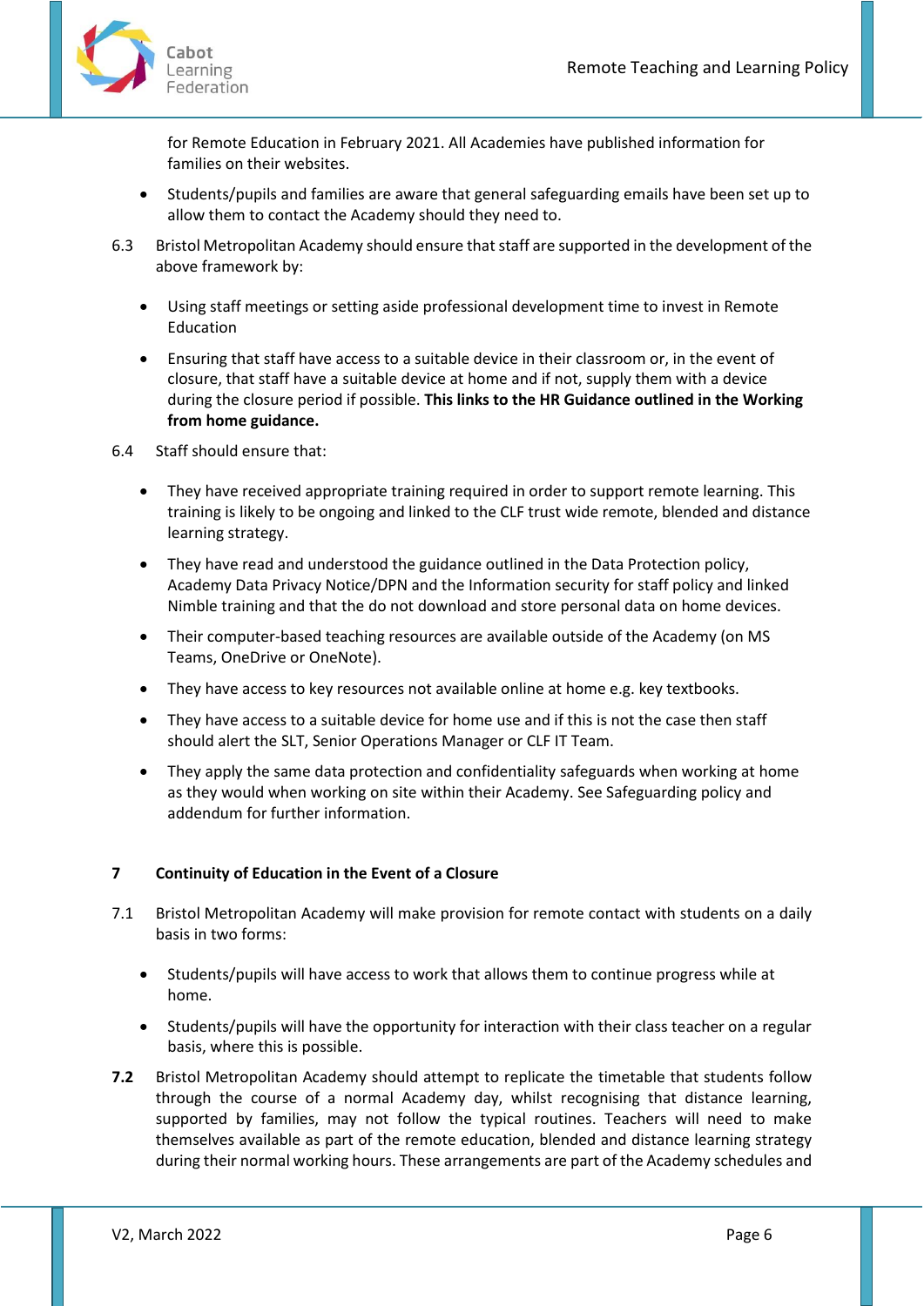for Remote Education in February 2021. All Academies have published information for families on their websites.

- Students/pupils and families are aware that general safeguarding emails have been set up to allow them to contact the Academy should they need to.

6.3 Bristol Metropolitan Academy should ensure that staff are supported in the development of the above framework by:

- Using staff meetings or setting aside professional development time to invest in Remote Education
- Ensuring that staff have access to a suitable device in their classroom or, in the event of closure, that staff have a suitable device at home and if not, supply them with a device during the closure period if possible. **This links to the HR Guidance outlined in the Working from home guidance.**

6.4 Staff should ensure that:

- They have received appropriate training required in order to support remote learning. This training is likely to be ongoing and linked to the CLF trust wide remote, blended and distance learning strategy.
- They have read and understood the guidance outlined in the Data Protection policy, Academy Data Privacy Notice/DPN and the Information security for staff policy and linked Nimble training and that the do not download and store personal data on home devices.
- Their computer-based teaching resources are available outside of the Academy (on MS Teams, OneDrive or OneNote).
- They have access to key resources not available online at home e.g. key textbooks.
- They have access to a suitable device for home use and if this is not the case then staff should alert the SLT, Senior Operations Manager or CLF IT Team.
- They apply the same data protection and confidentiality safeguards when working at home as they would when working on site within their Academy. See Safeguarding policy and addendum for further information.

## 7 Continuity of Education in the Event of a Closure

7.1 Bristol Metropolitan Academy will make provision for remote contact with students on a daily basis in two forms:

- Students/pupils will have access to work that allows them to continue progress while at home.
- Students/pupils will have the opportunity for interaction with their class teacher on a regular basis, where this is possible.

**7.2** Bristol Metropolitan Academy should attempt to replicate the timetable that students follow through the course of a normal Academy day, whilst recognising that distance learning, supported by families, may not follow the typical routines. Teachers will need to make themselves available as part of the remote education, blended and distance learning strategy during their normal working hours. These arrangements are part of the Academy schedules and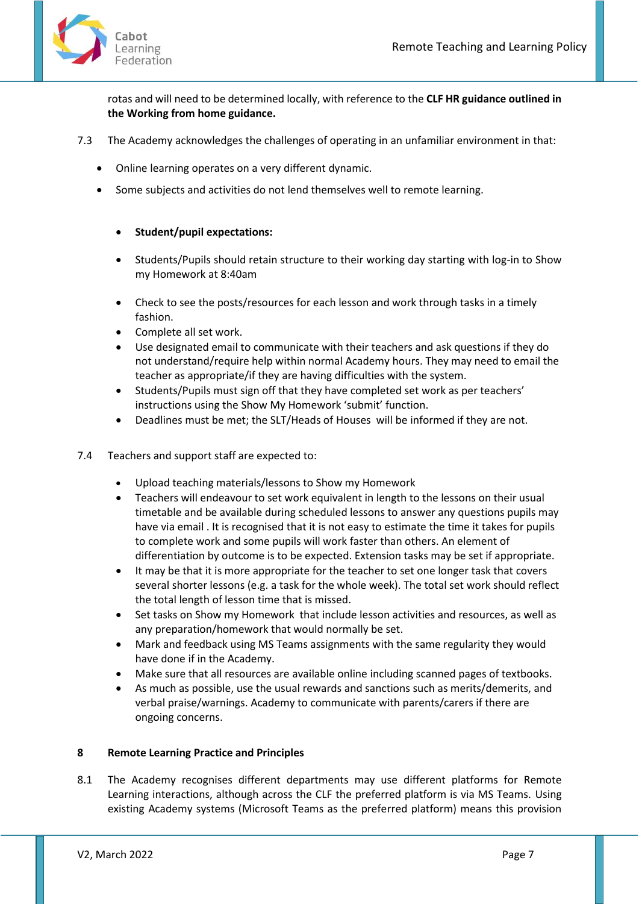rotas and will need to be determined locally, with reference to the **CLF HR guidance outlined in the Working from home guidance.**

7.3 The Academy acknowledges the challenges of operating in an unfamiliar environment in that:

- Online learning operates on a very different dynamic.
- Some subjects and activities do not lend themselves well to remote learning.

- **Student/pupil expectations:**
- Students/Pupils should retain structure to their working day starting with log-in to Show my Homework at 8:40am
- Check to see the posts/resources for each lesson and work through tasks in a timely fashion.
- Complete all set work.
- Use designated email to communicate with their teachers and ask questions if they do not understand/require help within normal Academy hours. They may need to email the teacher as appropriate/if they are having difficulties with the system.
- Students/Pupils must sign off that they have completed set work as per teachers' instructions using the Show My Homework 'submit' function.
- Deadlines must be met; the SLT/Heads of Houses will be informed if they are not.

7.4 Teachers and support staff are expected to:

- Upload teaching materials/lessons to Show my Homework
- Teachers will endeavour to set work equivalent in length to the lessons on their usual timetable and be available during scheduled lessons to answer any questions pupils may have via email . It is recognised that it is not easy to estimate the time it takes for pupils to complete work and some pupils will work faster than others. An element of differentiation by outcome is to be expected. Extension tasks may be set if appropriate.
- It may be that it is more appropriate for the teacher to set one longer task that covers several shorter lessons (e.g. a task for the whole week). The total set work should reflect the total length of lesson time that is missed.
- Set tasks on Show my Homework that include lesson activities and resources, as well as any preparation/homework that would normally be set.
- Mark and feedback using MS Teams assignments with the same regularity they would have done if in the Academy.
- Make sure that all resources are available online including scanned pages of textbooks.
- As much as possible, use the usual rewards and sanctions such as merits/demerits, and verbal praise/warnings. Academy to communicate with parents/carers if there are ongoing concerns.

## 8 Remote Learning Practice and Principles

8.1 The Academy recognises different departments may use different platforms for Remote Learning interactions, although across the CLF the preferred platform is via MS Teams. Using existing Academy systems (Microsoft Teams as the preferred platform) means this provision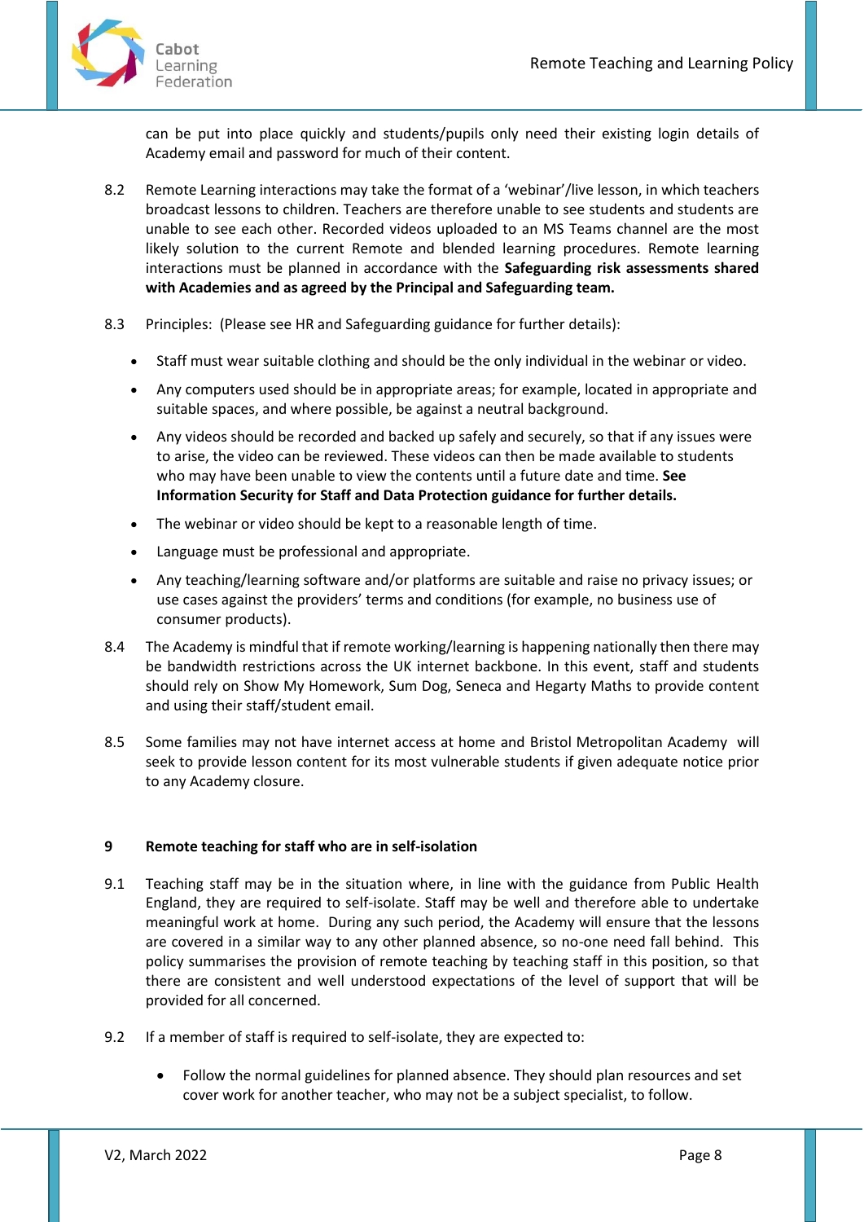can be put into place quickly and students/pupils only need their existing login details of Academy email and password for much of their content.

8.2 Remote Learning interactions may take the format of a 'webinar'/live lesson, in which teachers broadcast lessons to children. Teachers are therefore unable to see students and students are unable to see each other. Recorded videos uploaded to an MS Teams channel are the most likely solution to the current Remote and blended learning procedures. Remote learning interactions must be planned in accordance with the **Safeguarding risk assessments shared with Academies and as agreed by the Principal and Safeguarding team.**

8.3 Principles: (Please see HR and Safeguarding guidance for further details):

- Staff must wear suitable clothing and should be the only individual in the webinar or video.
- Any computers used should be in appropriate areas; for example, located in appropriate and suitable spaces, and where possible, be against a neutral background.
- Any videos should be recorded and backed up safely and securely, so that if any issues were to arise, the video can be reviewed. These videos can then be made available to students who may have been unable to view the contents until a future date and time. **See Information Security for Staff and Data Protection guidance for further details.**
- The webinar or video should be kept to a reasonable length of time.
- Language must be professional and appropriate.
- Any teaching/learning software and/or platforms are suitable and raise no privacy issues; or use cases against the providers' terms and conditions (for example, no business use of consumer products).

8.4 The Academy is mindful that if remote working/learning is happening nationally then there may be bandwidth restrictions across the UK internet backbone. In this event, staff and students should rely on Show My Homework, Sum Dog, Seneca and Hegarty Maths to provide content and using their staff/student email.

8.5 Some families may not have internet access at home and Bristol Metropolitan Academy will seek to provide lesson content for its most vulnerable students if given adequate notice prior to any Academy closure.

## 9 Remote teaching for staff who are in self-isolation

9.1 Teaching staff may be in the situation where, in line with the guidance from Public Health England, they are required to self-isolate. Staff may be well and therefore able to undertake meaningful work at home. During any such period, the Academy will ensure that the lessons are covered in a similar way to any other planned absence, so no-one need fall behind. This policy summarises the provision of remote teaching by teaching staff in this position, so that there are consistent and well understood expectations of the level of support that will be provided for all concerned.

9.2 If a member of staff is required to self-isolate, they are expected to:

- Follow the normal guidelines for planned absence. They should plan resources and set cover work for another teacher, who may not be a subject specialist, to follow.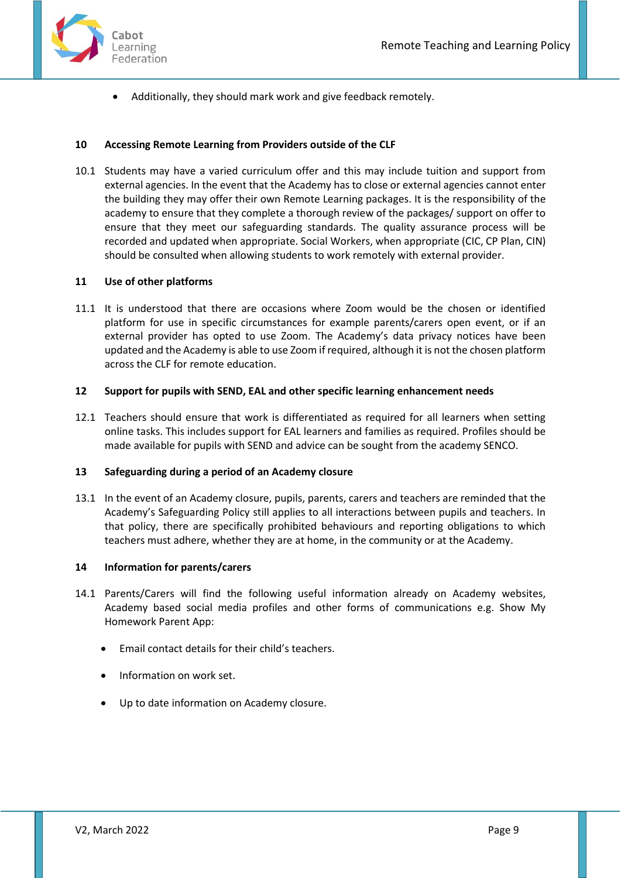- Additionally, they should mark work and give feedback remotely.

## 10 Accessing Remote Learning from Providers outside of the CLF

10.1 Students may have a varied curriculum offer and this may include tuition and support from external agencies. In the event that the Academy has to close or external agencies cannot enter the building they may offer their own Remote Learning packages. It is the responsibility of the academy to ensure that they complete a thorough review of the packages/ support on offer to ensure that they meet our safeguarding standards. The quality assurance process will be recorded and updated when appropriate. Social Workers, when appropriate (CIC, CP Plan, CIN) should be consulted when allowing students to work remotely with external provider.

## 11 Use of other platforms

11.1 It is understood that there are occasions where Zoom would be the chosen or identified platform for use in specific circumstances for example parents/carers open event, or if an external provider has opted to use Zoom. The Academy's data privacy notices have been updated and the Academy is able to use Zoom if required, although it is not the chosen platform across the CLF for remote education.

## 12 Support for pupils with SEND, EAL and other specific learning enhancement needs

12.1 Teachers should ensure that work is differentiated as required for all learners when setting online tasks. This includes support for EAL learners and families as required. Profiles should be made available for pupils with SEND and advice can be sought from the academy SENCO.

## 13 Safeguarding during a period of an Academy closure

13.1 In the event of an Academy closure, pupils, parents, carers and teachers are reminded that the Academy's Safeguarding Policy still applies to all interactions between pupils and teachers. In that policy, there are specifically prohibited behaviours and reporting obligations to which teachers must adhere, whether they are at home, in the community or at the Academy.

## 14 Information for parents/carers

14.1 Parents/Carers will find the following useful information already on Academy websites, Academy based social media profiles and other forms of communications e.g. Show My Homework Parent App:

- Email contact details for their child's teachers.
- Information on work set.
- Up to date information on Academy closure.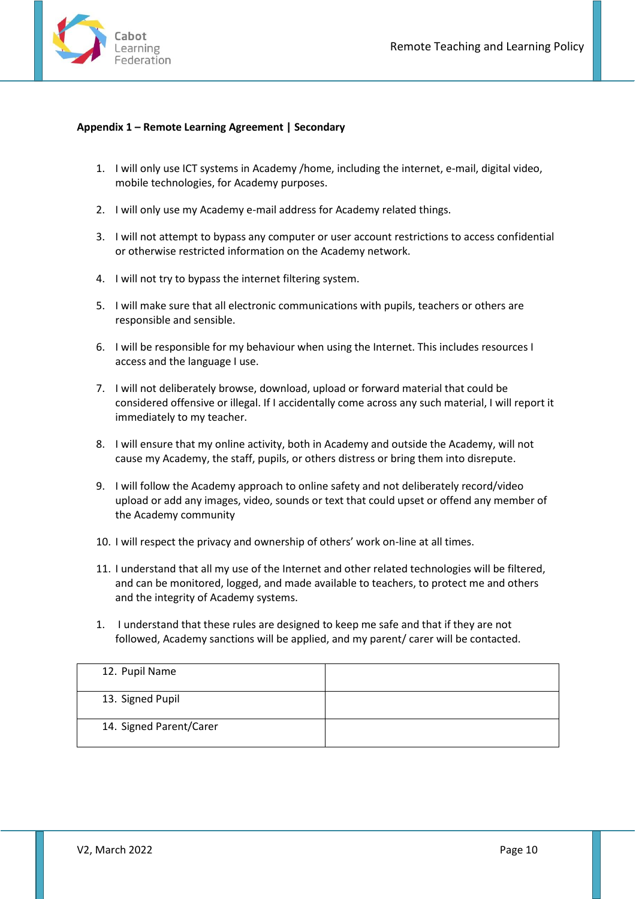**Appendix 1 – Remote Learning Agreement | Secondary**

1. I will only use ICT systems in Academy /home, including the internet, e-mail, digital video, mobile technologies, for Academy purposes.
2. I will only use my Academy e-mail address for Academy related things.
3. I will not attempt to bypass any computer or user account restrictions to access confidential or otherwise restricted information on the Academy network.
4. I will not try to bypass the internet filtering system.
5. I will make sure that all electronic communications with pupils, teachers or others are responsible and sensible.
6. I will be responsible for my behaviour when using the Internet. This includes resources I access and the language I use.
7. I will not deliberately browse, download, upload or forward material that could be considered offensive or illegal. If I accidentally come across any such material, I will report it immediately to my teacher.
8. I will ensure that my online activity, both in Academy and outside the Academy, will not cause my Academy, the staff, pupils, or others distress or bring them into disrepute.
9. I will follow the Academy approach to online safety and not deliberately record/video upload or add any images, video, sounds or text that could upset or offend any member of the Academy community
10. I will respect the privacy and ownership of others' work on-line at all times.
11. I understand that all my use of the Internet and other related technologies will be filtered, and can be monitored, logged, and made available to teachers, to protect me and others and the integrity of Academy systems.

1. I understand that these rules are designed to keep me safe and that if they are not followed, Academy sanctions will be applied, and my parent/ carer will be contacted.

| | |
|---|---|
| 12. Pupil Name | |
| 13. Signed Pupil | |
| 14. Signed Parent/Carer | |